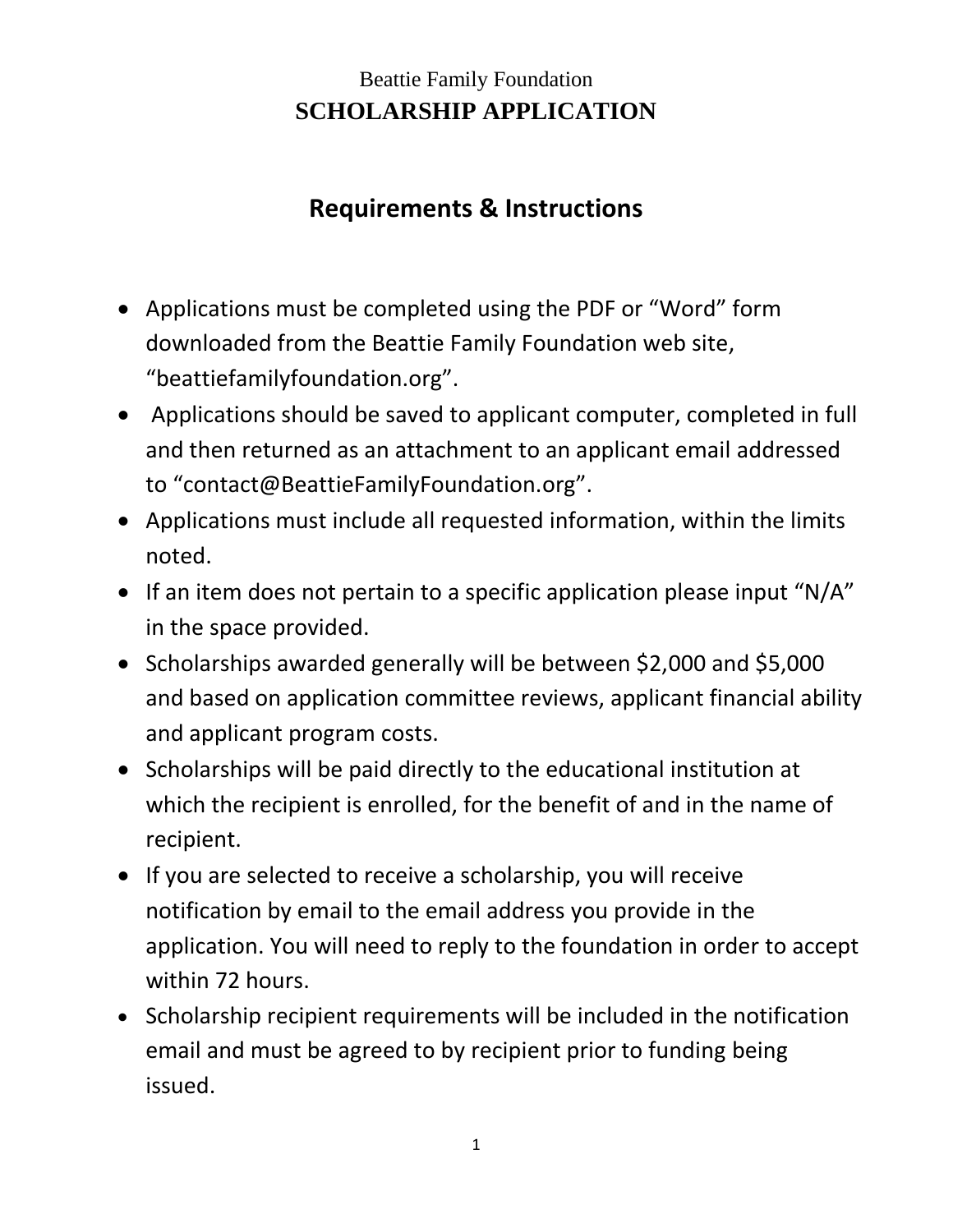Beattie Family Foundation

# SCHOLARSHIP APPLICATION

## Requirements & Instructions

- Applications must be completed using the PDF or “Word” form downloaded from the Beattie Family Foundation web site, “beattiefamilyfoundation.org”.
- Applications should be saved to applicant computer, completed in full and then returned as an attachment to an applicant email addressed to “contact@BeattieFamilyFoundation.org”.
- Applications must include all requested information, within the limits noted.
- If an item does not pertain to a specific application please input “N/A” in the space provided.
- Scholarships awarded generally will be between $2,000 and $5,000 and based on application committee reviews, applicant financial ability and applicant program costs.
- Scholarships will be paid directly to the educational institution at which the recipient is enrolled, for the benefit of and in the name of recipient.
- If you are selected to receive a scholarship, you will receive notification by email to the email address you provide in the application. You will need to reply to the foundation in order to accept within 72 hours.
- Scholarship recipient requirements will be included in the notification email and must be agreed to by recipient prior to funding being issued.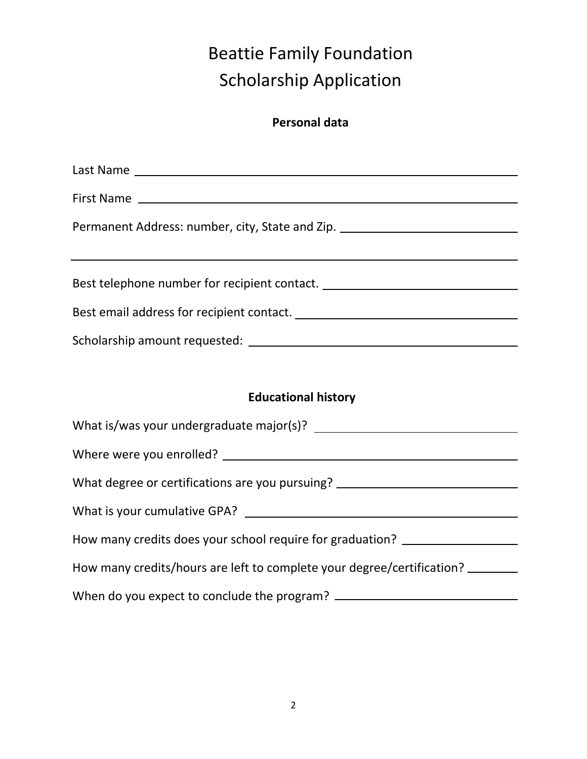# Beattie Family Foundation
# Scholarship Application

**Personal data**

Last Name ______________________________________________

First Name ______________________________________________

Permanent Address: number, city, State and Zip. ______________________________

______________________________________________________________

Best telephone number for recipient contact. ______________________________

Best email address for recipient contact. ______________________________

Scholarship amount requested: ______________________________

**Educational history**

What is/was your undergraduate major(s)? ______________________________

Where were you enrolled? ______________________________

What degree or certifications are you pursuing? ______________________________

What is your cumulative GPA? ______________________________

How many credits does your school require for graduation? ____________________

How many credits/hours are left to complete your degree/certification? ________

When do you expect to conclude the program? ______________________________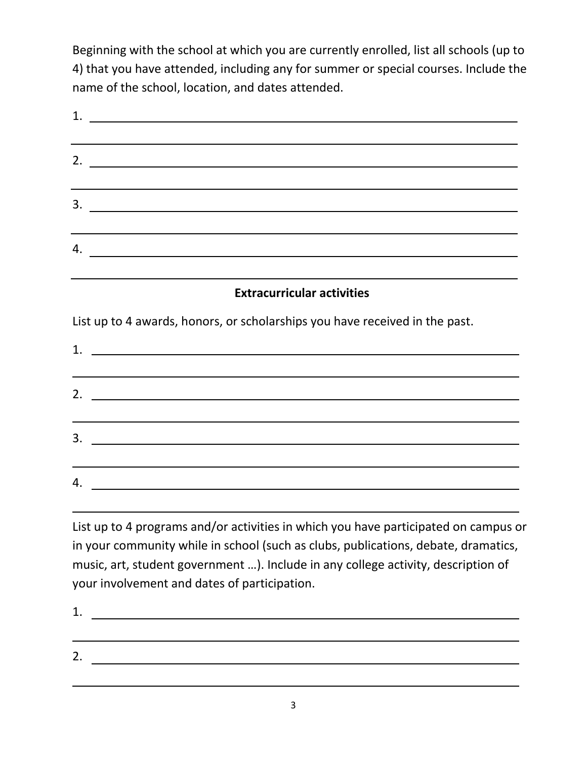Beginning with the school at which you are currently enrolled, list all schools (up to 4) that you have attended, including any for summer or special courses. Include the name of the school, location, and dates attended.

1. ______________________________________________________________

______________________________________________________________

2. ______________________________________________________________

______________________________________________________________

3. ______________________________________________________________

______________________________________________________________

4. ______________________________________________________________

______________________________________________________________

**Extracurricular activities**

List up to 4 awards, honors, or scholarships you have received in the past.

1. ______________________________________________________________

______________________________________________________________

2. ______________________________________________________________

______________________________________________________________

3. ______________________________________________________________

______________________________________________________________

4. ______________________________________________________________

______________________________________________________________

List up to 4 programs and/or activities in which you have participated on campus or in your community while in school (such as clubs, publications, debate, dramatics, music, art, student government …). Include in any college activity, description of your involvement and dates of participation.

1. ______________________________________________________________

______________________________________________________________

2. ______________________________________________________________

______________________________________________________________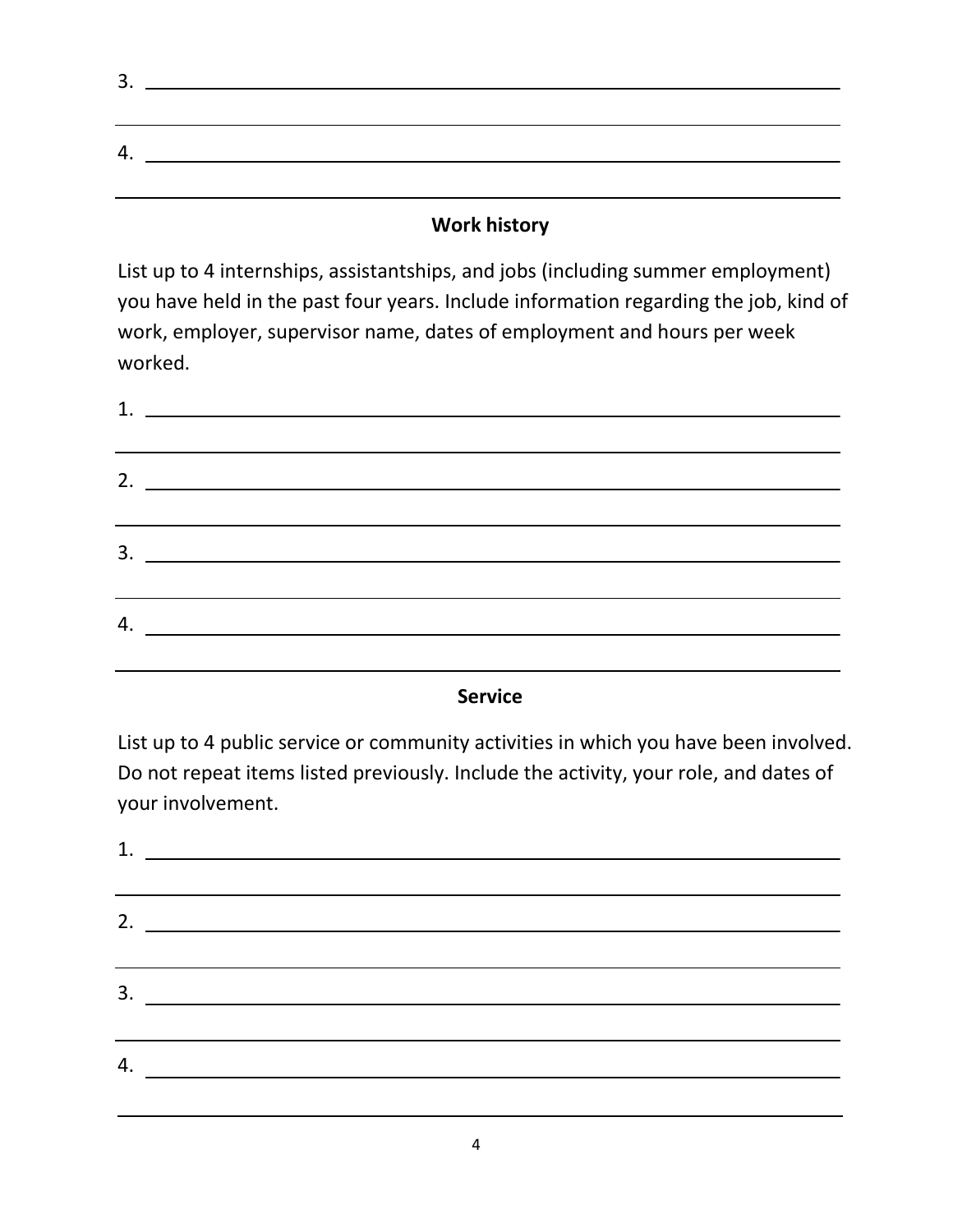3. ____________________________________________________________

____________________________________________________________

4. ____________________________________________________________

____________________________________________________________

**Work history**

List up to 4 internships, assistantships, and jobs (including summer employment) you have held in the past four years. Include information regarding the job, kind of work, employer, supervisor name, dates of employment and hours per week worked.

1. ____________________________________________________________

____________________________________________________________

2. ____________________________________________________________

____________________________________________________________

3. ____________________________________________________________

____________________________________________________________

4. ____________________________________________________________

____________________________________________________________

**Service**

List up to 4 public service or community activities in which you have been involved. Do not repeat items listed previously. Include the activity, your role, and dates of your involvement.

1. ____________________________________________________________

____________________________________________________________

2. ____________________________________________________________

____________________________________________________________

3. ____________________________________________________________

____________________________________________________________

4. ____________________________________________________________

____________________________________________________________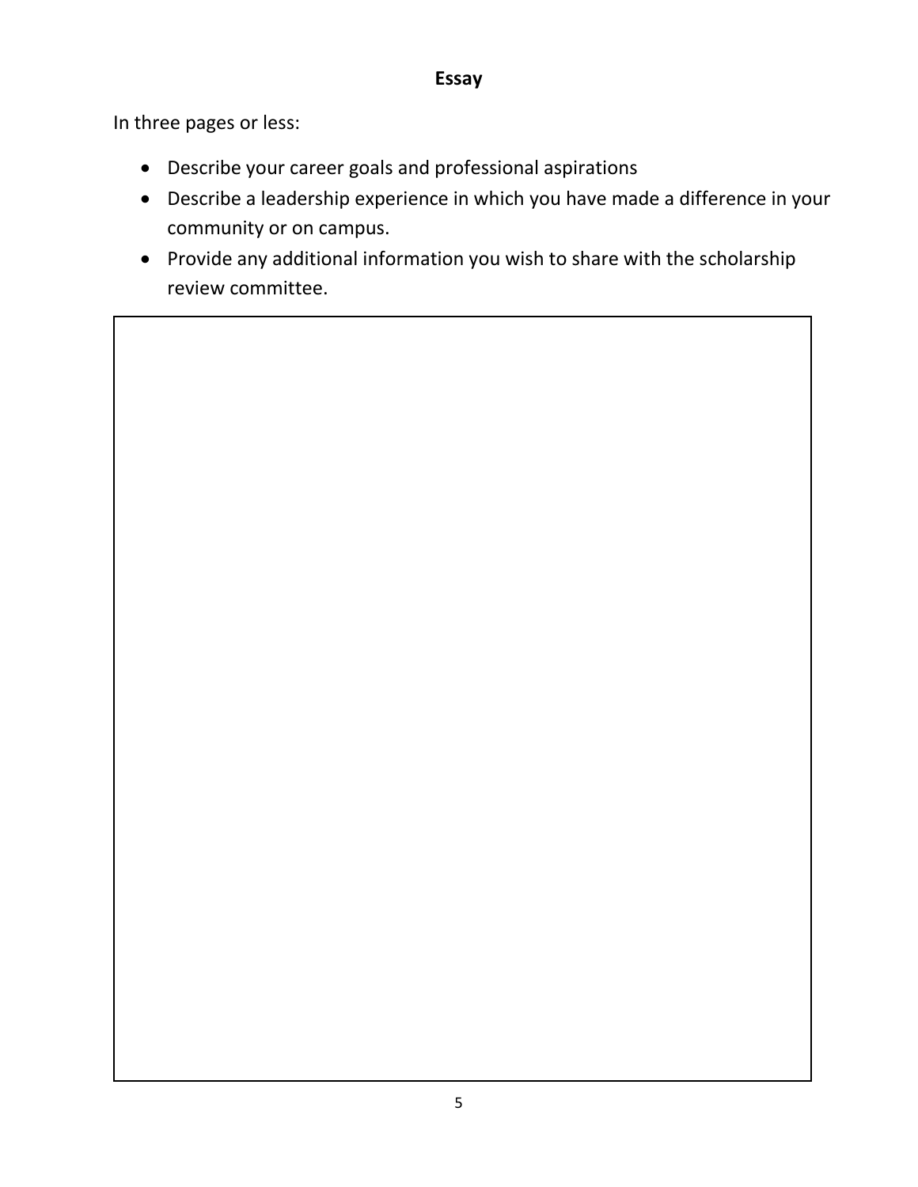## Essay

In three pages or less:

- Describe your career goals and professional aspirations
- Describe a leadership experience in which you have made a difference in your community or on campus.
- Provide any additional information you wish to share with the scholarship review committee.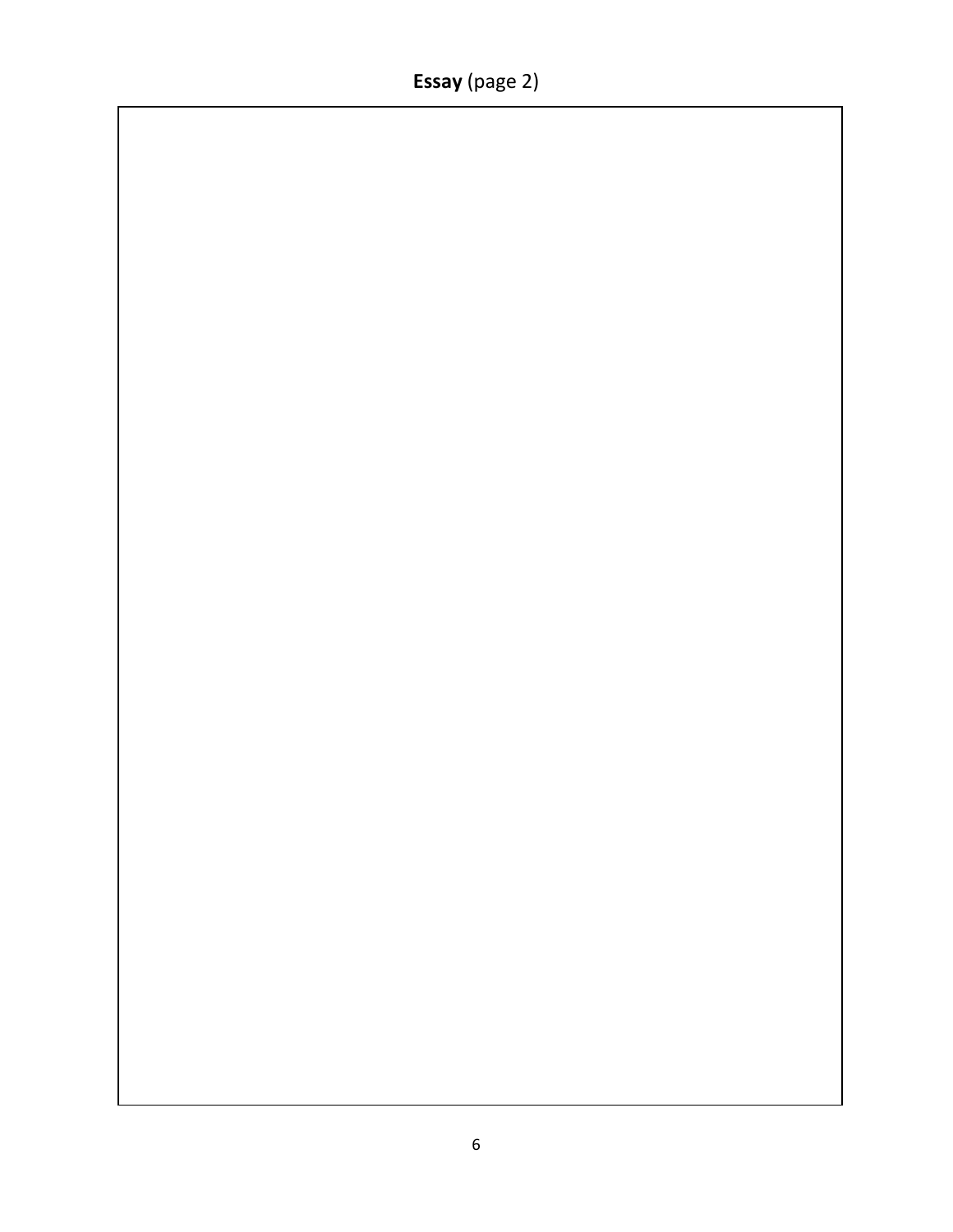**Essay** (page 2)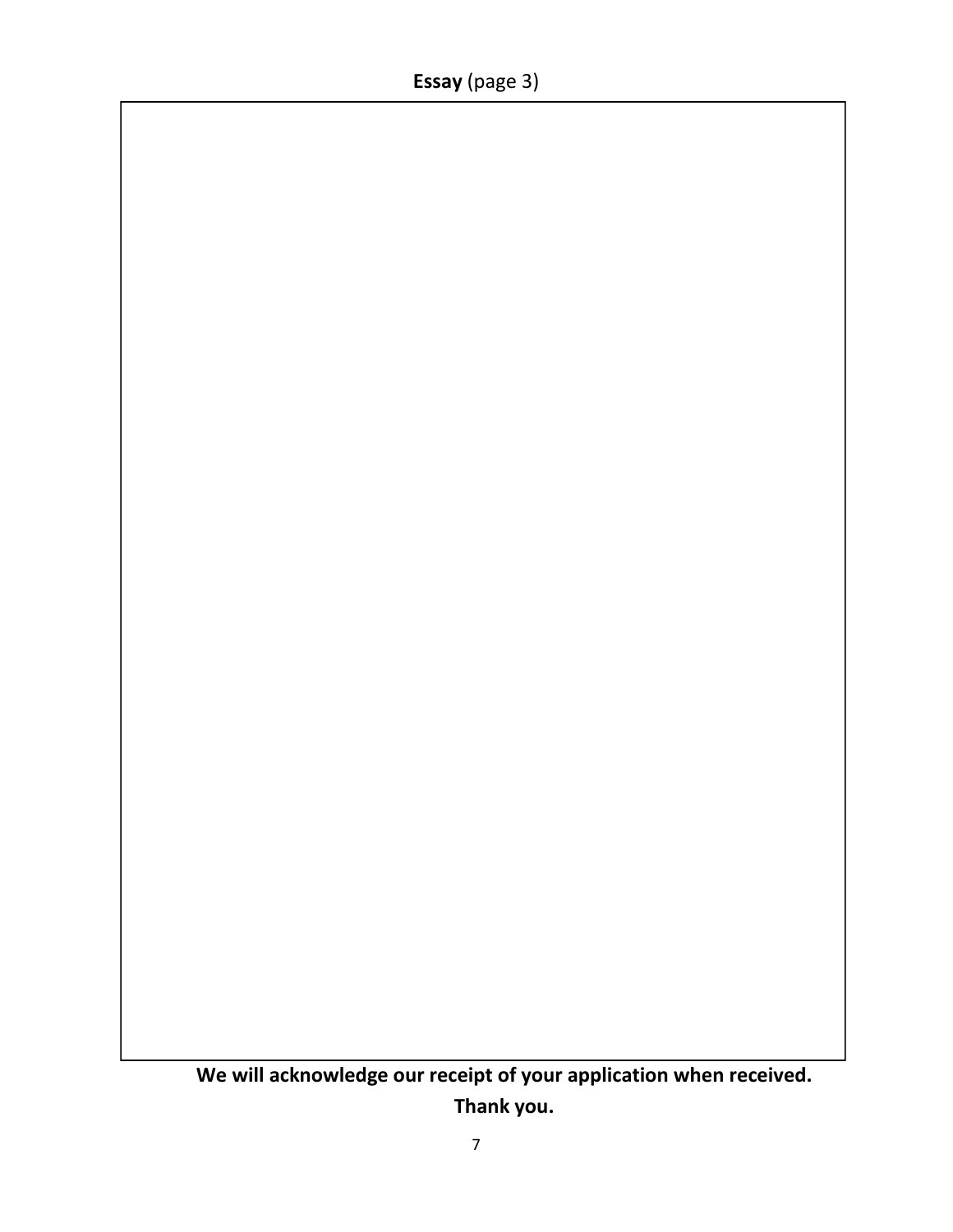**Essay** (page 3)

**We will acknowledge our receipt of your application when received.**

**Thank you.**